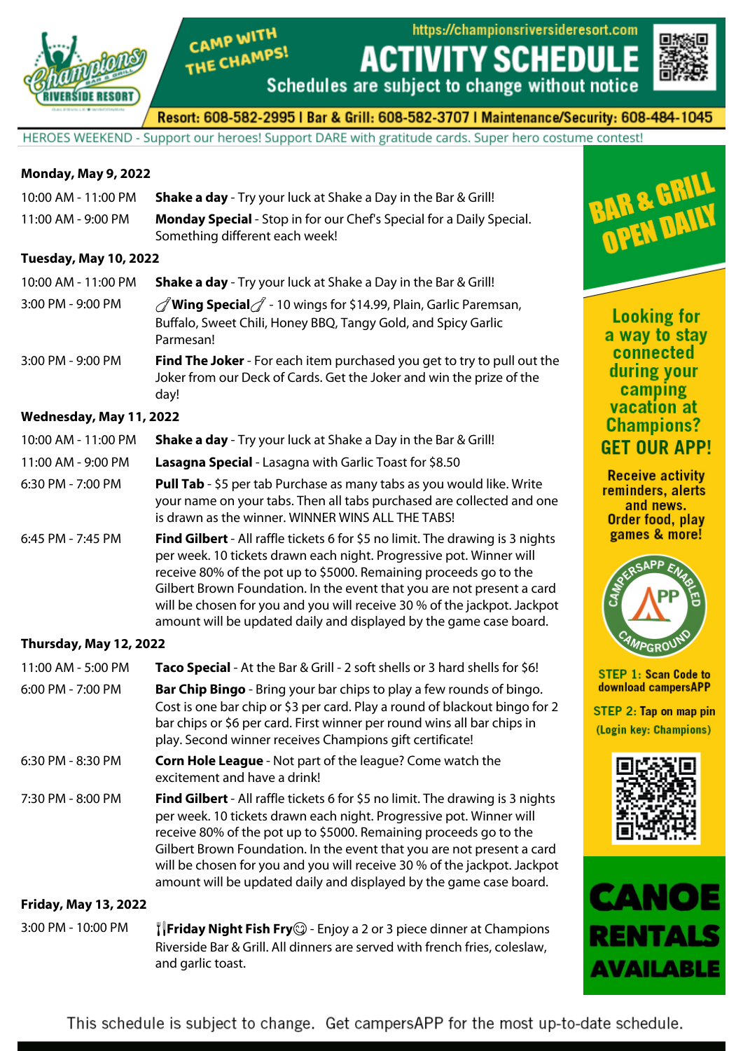CAMP WITH THE CHAMPS!

https://championsriversideresort.com

# ACTIVITY SCHEDULE

Schedules are subject to change without notice

Resort: 608-582-2995 | Bar & Grill: 608-582-3707 | Maintenance/Security: 608-484-1045

HEROES WEEKEND - Support our heroes! Support DARE with gratitude cards. Super hero costume contest!

**Monday, May 9, 2022**

| | |
|---|---|
| 10:00 AM - 11:00 PM | **Shake a day** - Try your luck at Shake a Day in the Bar & Grill! |
| 11:00 AM - 9:00 PM | **Monday Special** - Stop in for our Chef's Special for a Daily Special. Something different each week! |

**Tuesday, May 10, 2022**

| | |
|---|---|
| 10:00 AM - 11:00 PM | **Shake a day** - Try your luck at Shake a Day in the Bar & Grill! |
| 3:00 PM - 9:00 PM | **Wing Special** - 10 wings for $14.99, Plain, Garlic Paremsan, Buffalo, Sweet Chili, Honey BBQ, Tangy Gold, and Spicy Garlic Parmesan! |
| 3:00 PM - 9:00 PM | **Find The Joker** - For each item purchased you get to try to pull out the Joker from our Deck of Cards. Get the Joker and win the prize of the day! |

**Wednesday, May 11, 2022**

| | |
|---|---|
| 10:00 AM - 11:00 PM | **Shake a day** - Try your luck at Shake a Day in the Bar & Grill! |
| 11:00 AM - 9:00 PM | **Lasagna Special** - Lasagna with Garlic Toast for $8.50 |
| 6:30 PM - 7:00 PM | **Pull Tab** - $5 per tab Purchase as many tabs as you would like. Write your name on your tabs. Then all tabs purchased are collected and one is drawn as the winner. WINNER WINS ALL THE TABS! |
| 6:45 PM - 7:45 PM | **Find Gilbert** - All raffle tickets 6 for $5 no limit. The drawing is 3 nights per week. 10 tickets drawn each night. Progressive pot. Winner will receive 80% of the pot up to $5000. Remaining proceeds go to the Gilbert Brown Foundation. In the event that you are not present a card will be chosen for you and you will receive 30 % of the jackpot. Jackpot amount will be updated daily and displayed by the game case board. |

**Thursday, May 12, 2022**

| | |
|---|---|
| 11:00 AM - 5:00 PM | **Taco Special** - At the Bar & Grill - 2 soft shells or 3 hard shells for $6! |
| 6:00 PM - 7:00 PM | **Bar Chip Bingo** - Bring your bar chips to play a few rounds of bingo. Cost is one bar chip or $3 per card. Play a round of blackout bingo for 2 bar chips or $6 per card. First winner per round wins all bar chips in play. Second winner receives Champions gift certificate! |
| 6:30 PM - 8:30 PM | **Corn Hole League** - Not part of the league? Come watch the excitement and have a drink! |
| 7:30 PM - 8:00 PM | **Find Gilbert** - All raffle tickets 6 for $5 no limit. The drawing is 3 nights per week. 10 tickets drawn each night. Progressive pot. Winner will receive 80% of the pot up to $5000. Remaining proceeds go to the Gilbert Brown Foundation. In the event that you are not present a card will be chosen for you and you will receive 30 % of the jackpot. Jackpot amount will be updated daily and displayed by the game case board. |

**Friday, May 13, 2022**

| | |
|---|---|
| 3:00 PM - 10:00 PM | **Friday Night Fish Fry** - Enjoy a 2 or 3 piece dinner at Champions Riverside Bar & Grill. All dinners are served with french fries, coleslaw, and garlic toast. |

**BAR & GRILL OPEN DAILY**

**Looking for a way to stay connected during your camping vacation at Champions? GET OUR APP!**

**Receive activity reminders, alerts and news. Order food, play games & more!**

CAMPERSAPP ENABLED CAMPGROUND

**STEP 1:** Scan Code to download campersAPP

**STEP 2:** Tap on map pin (Login key: Champions)

**CANOE RENTALS AVAILABLE**

This schedule is subject to change. Get campersAPP for the most up-to-date schedule.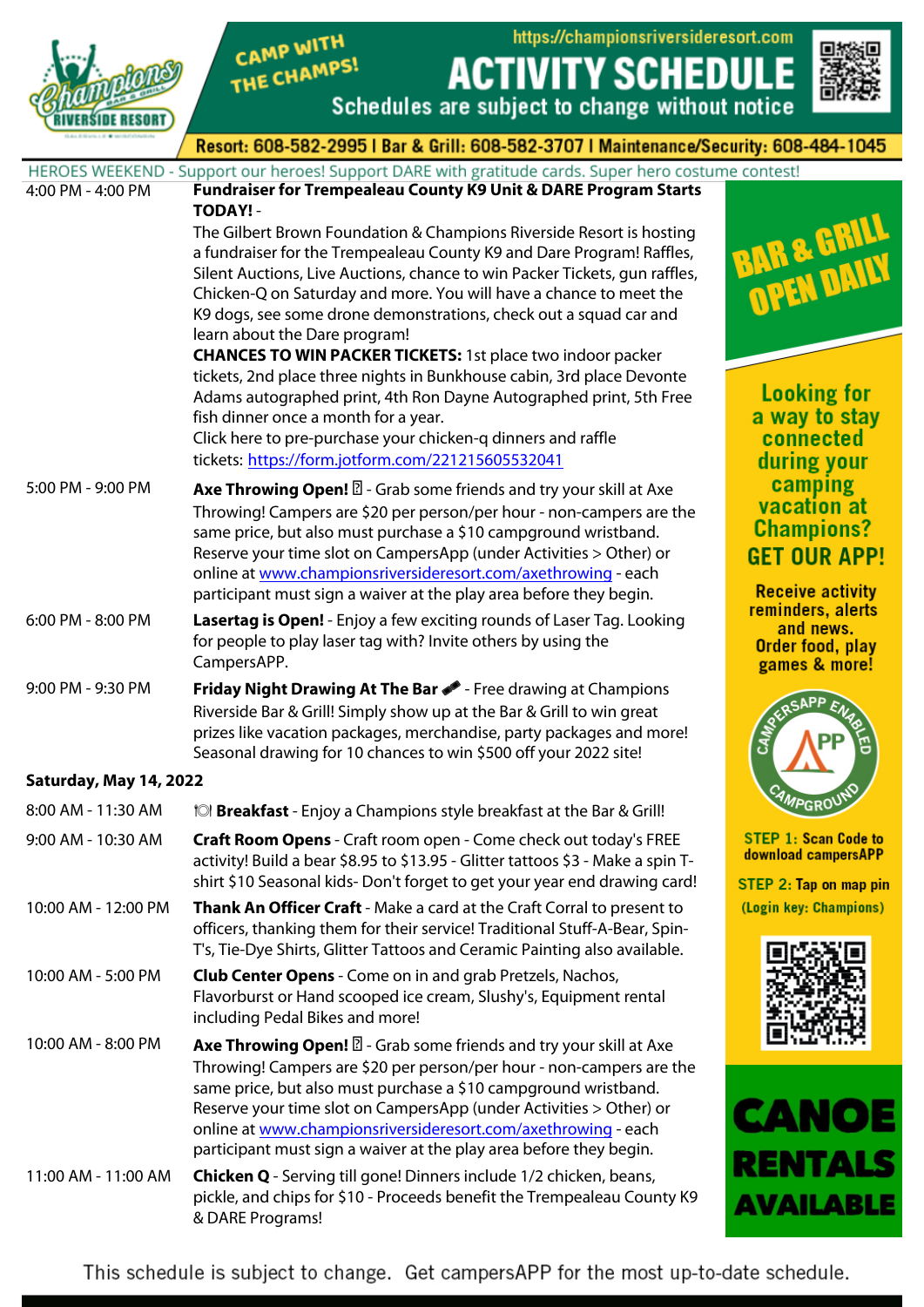CAMP WITH THE CHAMPS!

https://championsriversideresort.com

# ACTIVITY SCHEDULE

Schedules are subject to change without notice

**Resort: 608-582-2995 | Bar & Grill: 608-582-3707 | Maintenance/Security: 608-484-1045**

HEROES WEEKEND - Support our heroes! Support DARE with gratitude cards. Super hero costume contest!

| Time | Activity |
|---|---|
| 4:00 PM - 4:00 PM | **Fundraiser for Trempealeau County K9 Unit & DARE Program Starts TODAY!** - The Gilbert Brown Foundation & Champions Riverside Resort is hosting a fundraiser for the Trempealeau County K9 and Dare Program! Raffles, Silent Auctions, Live Auctions, chance to win Packer Tickets, gun raffles, Chicken-Q on Saturday and more. You will have a chance to meet the K9 dogs, see some drone demonstrations, check out a squad car and learn about the Dare program! **CHANCES TO WIN PACKER TICKETS:** 1st place two indoor packer tickets, 2nd place three nights in Bunkhouse cabin, 3rd place Devonte Adams autographed print, 4th Ron Dayne Autographed print, 5th Free fish dinner once a month for a year. Click here to pre-purchase your chicken-q dinners and raffle tickets: https://form.jotform.com/221215605532041 |
| 5:00 PM - 9:00 PM | **Axe Throwing Open!** - Grab some friends and try your skill at Axe Throwing! Campers are $20 per person/per hour - non-campers are the same price, but also must purchase a $10 campground wristband. Reserve your time slot on CampersApp (under Activities > Other) or online at www.championsriversideresort.com/axethrowing - each participant must sign a waiver at the play area before they begin. |
| 6:00 PM - 8:00 PM | **Lasertag is Open!** - Enjoy a few exciting rounds of Laser Tag. Looking for people to play laser tag with? Invite others by using the CampersAPP. |
| 9:00 PM - 9:30 PM | **Friday Night Drawing At The Bar** - Free drawing at Champions Riverside Bar & Grill! Simply show up at the Bar & Grill to win great prizes like vacation packages, merchandise, party packages and more! Seasonal drawing for 10 chances to win $500 off your 2022 site! |

**Saturday, May 14, 2022**

| Time | Activity |
|---|---|
| 8:00 AM - 11:30 AM | **Breakfast** - Enjoy a Champions style breakfast at the Bar & Grill! |
| 9:00 AM - 10:30 AM | **Craft Room Opens** - Craft room open - Come check out today's FREE activity! Build a bear $8.95 to $13.95 - Glitter tattoos $3 - Make a spin T-shirt $10 Seasonal kids- Don't forget to get your year end drawing card! |
| 10:00 AM - 12:00 PM | **Thank An Officer Craft** - Make a card at the Craft Corral to present to officers, thanking them for their service! Traditional Stuff-A-Bear, Spin-T's, Tie-Dye Shirts, Glitter Tattoos and Ceramic Painting also available. |
| 10:00 AM - 5:00 PM | **Club Center Opens** - Come on in and grab Pretzels, Nachos, Flavorburst or Hand scooped ice cream, Slushy's, Equipment rental including Pedal Bikes and more! |
| 10:00 AM - 8:00 PM | **Axe Throwing Open!** - Grab some friends and try your skill at Axe Throwing! Campers are $20 per person/per hour - non-campers are the same price, but also must purchase a $10 campground wristband. Reserve your time slot on CampersApp (under Activities > Other) or online at www.championsriversideresort.com/axethrowing - each participant must sign a waiver at the play area before they begin. |
| 11:00 AM - 11:00 AM | **Chicken Q** - Serving till gone! Dinners include 1/2 chicken, beans, pickle, and chips for $10 - Proceeds benefit the Trempealeau County K9 & DARE Programs! |

**BAR & GRILL OPEN DAILY**

**Looking for a way to stay connected during your camping vacation at Champions? GET OUR APP!**

**Receive activity reminders, alerts and news. Order food, play games & more!**

CAMPERSAPP ENABLED CAMPGROUND

**STEP 1:** Scan Code to download campersAPP

**STEP 2:** Tap on map pin (Login key: Champions)

**CANOE RENTALS AVAILABLE**

This schedule is subject to change. Get campersAPP for the most up-to-date schedule.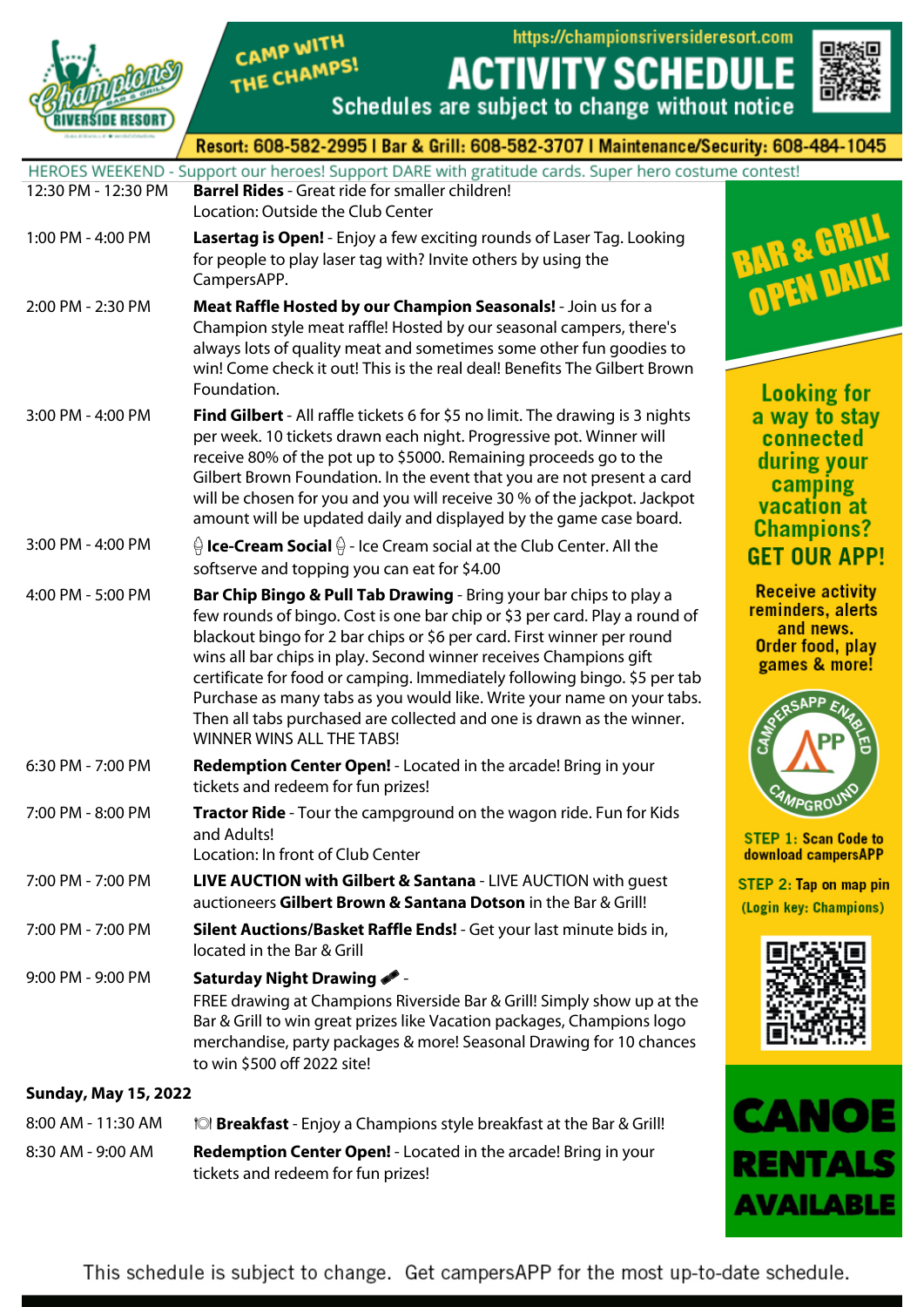CAMP WITH THE CHAMPS!

https://championsriversideresort.com

# ACTIVITY SCHEDULE

Schedules are subject to change without notice

Resort: 608-582-2995 | Bar & Grill: 608-582-3707 | Maintenance/Security: 608-484-1045

HEROES WEEKEND - Support our heroes! Support DARE with gratitude cards. Super hero costume contest!

| | |
|---|---|
| 12:30 PM - 12:30 PM | **Barrel Rides** - Great ride for smaller children! Location: Outside the Club Center |
| 1:00 PM - 4:00 PM | **Lasertag is Open!** - Enjoy a few exciting rounds of Laser Tag. Looking for people to play laser tag with? Invite others by using the CampersAPP. |
| 2:00 PM - 2:30 PM | **Meat Raffle Hosted by our Champion Seasonals!** - Join us for a Champion style meat raffle! Hosted by our seasonal campers, there's always lots of quality meat and sometimes some other fun goodies to win! Come check it out! This is the real deal! Benefits The Gilbert Brown Foundation. |
| 3:00 PM - 4:00 PM | **Find Gilbert** - All raffle tickets 6 for $5 no limit. The drawing is 3 nights per week. 10 tickets drawn each night. Progressive pot. Winner will receive 80% of the pot up to $5000. Remaining proceeds go to the Gilbert Brown Foundation. In the event that you are not present a card will be chosen for you and you will receive 30 % of the jackpot. Jackpot amount will be updated daily and displayed by the game case board. |
| 3:00 PM - 4:00 PM | 🍦 **Ice-Cream Social** 🍦 - Ice Cream social at the Club Center. All the softserve and topping you can eat for $4.00 |
| 4:00 PM - 5:00 PM | **Bar Chip Bingo & Pull Tab Drawing** - Bring your bar chips to play a few rounds of bingo. Cost is one bar chip or $3 per card. Play a round of blackout bingo for 2 bar chips or $6 per card. First winner per round wins all bar chips in play. Second winner receives Champions gift certificate for food or camping. Immediately following bingo. $5 per tab Purchase as many tabs as you would like. Write your name on your tabs. Then all tabs purchased are collected and one is drawn as the winner. WINNER WINS ALL THE TABS! |
| 6:30 PM - 7:00 PM | **Redemption Center Open!** - Located in the arcade! Bring in your tickets and redeem for fun prizes! |
| 7:00 PM - 8:00 PM | **Tractor Ride** - Tour the campground on the wagon ride. Fun for Kids and Adults! Location: In front of Club Center |
| 7:00 PM - 7:00 PM | **LIVE AUCTION with Gilbert & Santana** - LIVE AUCTION with guest auctioneers **Gilbert Brown & Santana Dotson** in the Bar & Grill! |
| 7:00 PM - 7:00 PM | **Silent Auctions/Basket Raffle Ends!** - Get your last minute bids in, located in the Bar & Grill |
| 9:00 PM - 9:00 PM | **Saturday Night Drawing** 🎟 - FREE drawing at Champions Riverside Bar & Grill! Simply show up at the Bar & Grill to win great prizes like Vacation packages, Champions logo merchandise, party packages & more! Seasonal Drawing for 10 chances to win $500 off 2022 site! |

**Sunday, May 15, 2022**

| | |
|---|---|
| 8:00 AM - 11:30 AM | 🍽 **Breakfast** - Enjoy a Champions style breakfast at the Bar & Grill! |
| 8:30 AM - 9:00 AM | **Redemption Center Open!** - Located in the arcade! Bring in your tickets and redeem for fun prizes! |

BAR & GRILL OPEN DAILY

Looking for a way to stay connected during your camping vacation at Champions? GET OUR APP!

Receive activity reminders, alerts and news. Order food, play games & more!

CAMPERSAPP ENABLED CAMPGROUND

STEP 1: Scan Code to download campersAPP

STEP 2: Tap on map pin (Login key: Champions)

CANOE RENTALS AVAILABLE

This schedule is subject to change. Get campersAPP for the most up-to-date schedule.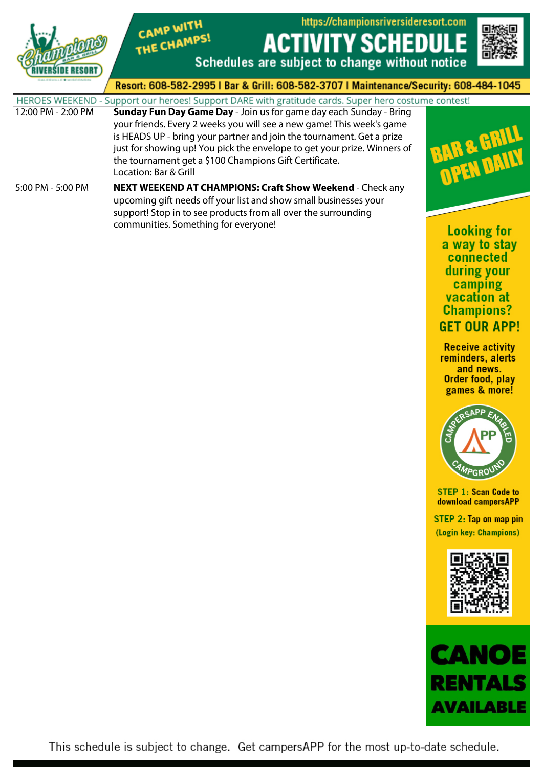CAMP WITH THE CHAMPS!

https://championsriversideresort.com

# ACTIVITY SCHEDULE

Schedules are subject to change without notice

Resort: 608-582-2995 | Bar & Grill: 608-582-3707 | Maintenance/Security: 608-484-1045

HEROES WEEKEND - Support our heroes! Support DARE with gratitude cards. Super hero costume contest!

| | |
|---|---|
| 12:00 PM - 2:00 PM | **Sunday Fun Day Game Day** - Join us for game day each Sunday - Bring your friends. Every 2 weeks you will see a new game! This week's game is HEADS UP - bring your partner and join the tournament. Get a prize just for showing up! You pick the envelope to get your prize. Winners of the tournament get a $100 Champions Gift Certificate. Location: Bar & Grill |
| 5:00 PM - 5:00 PM | **NEXT WEEKEND AT CHAMPIONS: Craft Show Weekend** - Check any upcoming gift needs off your list and show small businesses your support! Stop in to see products from all over the surrounding communities. Something for everyone! |

BAR & GRILL OPEN DAILY

Looking for a way to stay connected during your camping vacation at Champions?

GET OUR APP!

Receive activity reminders, alerts and news. Order food, play games & more!

CAMPERSAPP ENABLED CAMPGROUND

STEP 1: Scan Code to download campersAPP

STEP 2: Tap on map pin (Login key: Champions)

CANOE RENTALS AVAILABLE

This schedule is subject to change. Get campersAPP for the most up-to-date schedule.